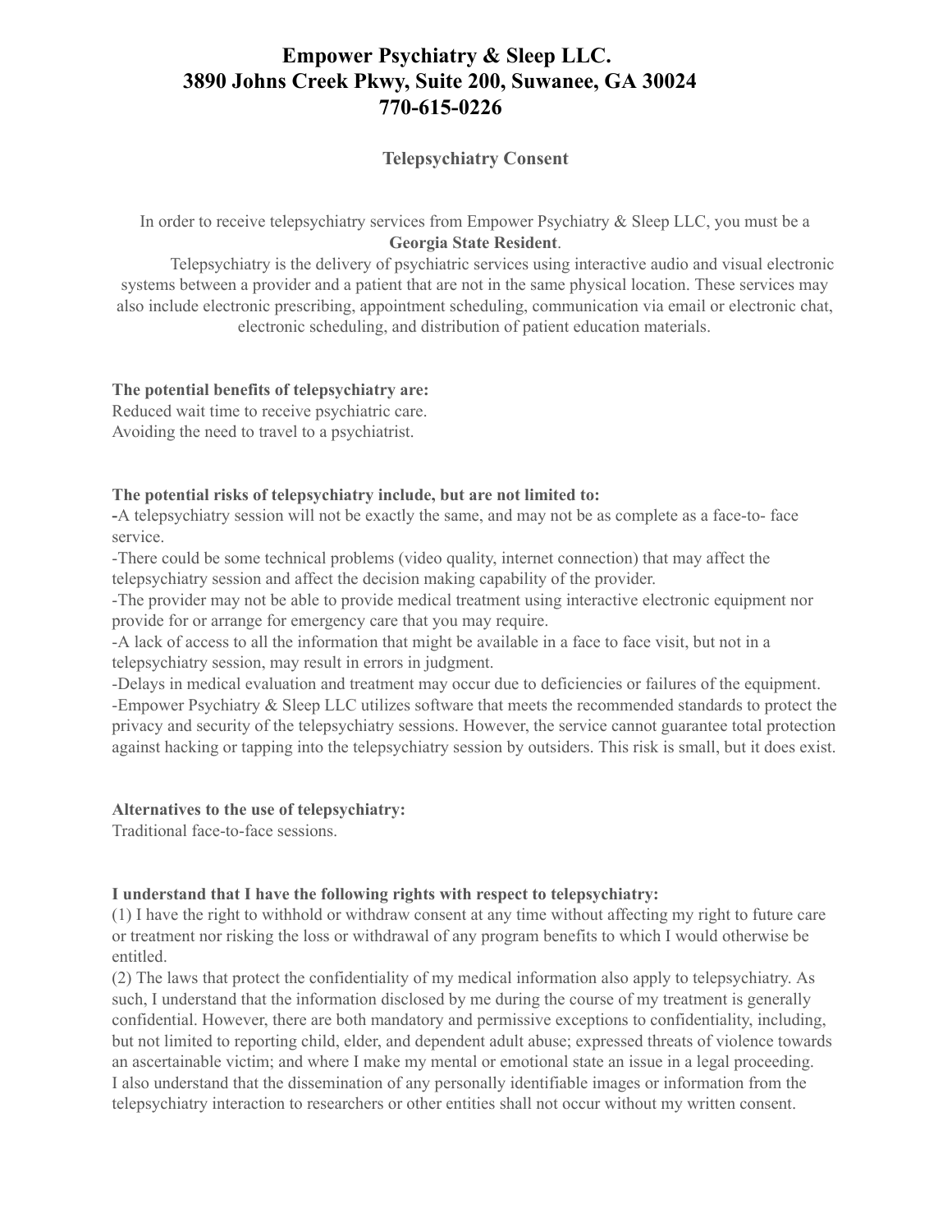# Empower Psychiatry & Sleep LLC.
# 3890 Johns Creek Pkwy, Suite 200, Suwanee, GA 30024
# 770-615-0226

## Telepsychiatry Consent

In order to receive telepsychiatry services from Empower Psychiatry & Sleep LLC, you must be a **Georgia State Resident**.

Telepsychiatry is the delivery of psychiatric services using interactive audio and visual electronic systems between a provider and a patient that are not in the same physical location. These services may also include electronic prescribing, appointment scheduling, communication via email or electronic chat, electronic scheduling, and distribution of patient education materials.

**The potential benefits of telepsychiatry are:**
Reduced wait time to receive psychiatric care.
Avoiding the need to travel to a psychiatrist.

**The potential risks of telepsychiatry include, but are not limited to:**
-A telepsychiatry session will not be exactly the same, and may not be as complete as a face-to- face service.
-There could be some technical problems (video quality, internet connection) that may affect the telepsychiatry session and affect the decision making capability of the provider.
-The provider may not be able to provide medical treatment using interactive electronic equipment nor provide for or arrange for emergency care that you may require.
-A lack of access to all the information that might be available in a face to face visit, but not in a telepsychiatry session, may result in errors in judgment.
-Delays in medical evaluation and treatment may occur due to deficiencies or failures of the equipment.
-Empower Psychiatry & Sleep LLC utilizes software that meets the recommended standards to protect the privacy and security of the telepsychiatry sessions. However, the service cannot guarantee total protection against hacking or tapping into the telepsychiatry session by outsiders. This risk is small, but it does exist.

**Alternatives to the use of telepsychiatry:**
Traditional face-to-face sessions.

**I understand that I have the following rights with respect to telepsychiatry:**
(1) I have the right to withhold or withdraw consent at any time without affecting my right to future care or treatment nor risking the loss or withdrawal of any program benefits to which I would otherwise be entitled.
(2) The laws that protect the confidentiality of my medical information also apply to telepsychiatry. As such, I understand that the information disclosed by me during the course of my treatment is generally confidential. However, there are both mandatory and permissive exceptions to confidentiality, including, but not limited to reporting child, elder, and dependent adult abuse; expressed threats of violence towards an ascertainable victim; and where I make my mental or emotional state an issue in a legal proceeding.
I also understand that the dissemination of any personally identifiable images or information from the telepsychiatry interaction to researchers or other entities shall not occur without my written consent.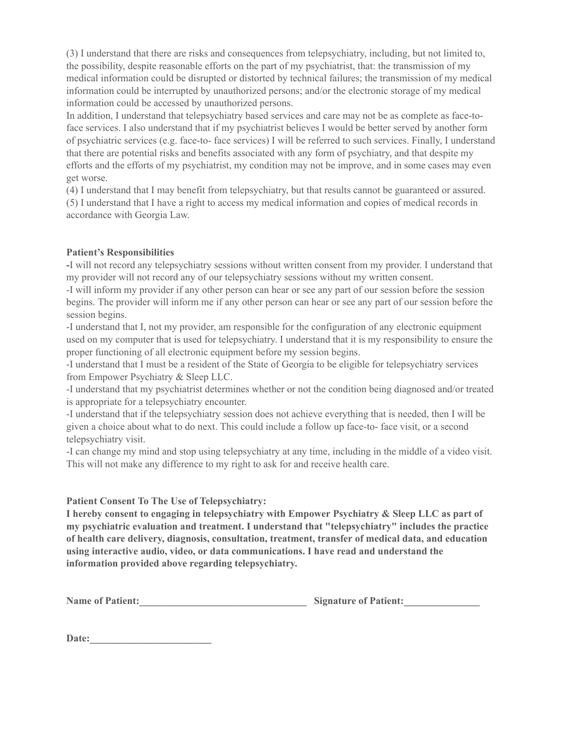(3) I understand that there are risks and consequences from telepsychiatry, including, but not limited to, the possibility, despite reasonable efforts on the part of my psychiatrist, that: the transmission of my medical information could be disrupted or distorted by technical failures; the transmission of my medical information could be interrupted by unauthorized persons; and/or the electronic storage of my medical information could be accessed by unauthorized persons.

In addition, I understand that telepsychiatry based services and care may not be as complete as face-to-face services. I also understand that if my psychiatrist believes I would be better served by another form of psychiatric services (e.g. face-to- face services) I will be referred to such services. Finally, I understand that there are potential risks and benefits associated with any form of psychiatry, and that despite my efforts and the efforts of my psychiatrist, my condition may not be improve, and in some cases may even get worse.

(4) I understand that I may benefit from telepsychiatry, but that results cannot be guaranteed or assured.

(5) I understand that I have a right to access my medical information and copies of medical records in accordance with Georgia Law.

**Patient's Responsibilities**

-I will not record any telepsychiatry sessions without written consent from my provider. I understand that my provider will not record any of our telepsychiatry sessions without my written consent.

-I will inform my provider if any other person can hear or see any part of our session before the session begins. The provider will inform me if any other person can hear or see any part of our session before the session begins.

-I understand that I, not my provider, am responsible for the configuration of any electronic equipment used on my computer that is used for telepsychiatry. I understand that it is my responsibility to ensure the proper functioning of all electronic equipment before my session begins.

-I understand that I must be a resident of the State of Georgia to be eligible for telepsychiatry services from Empower Psychiatry & Sleep LLC.

-I understand that my psychiatrist determines whether or not the condition being diagnosed and/or treated is appropriate for a telepsychiatry encounter.

-I understand that if the telepsychiatry session does not achieve everything that is needed, then I will be given a choice about what to do next. This could include a follow up face-to- face visit, or a second telepsychiatry visit.

-I can change my mind and stop using telepsychiatry at any time, including in the middle of a video visit. This will not make any difference to my right to ask for and receive health care.

**Patient Consent To The Use of Telepsychiatry:**

**I hereby consent to engaging in telepsychiatry with Empower Psychiatry & Sleep LLC as part of my psychiatric evaluation and treatment. I understand that "telepsychiatry" includes the practice of health care delivery, diagnosis, consultation, treatment, transfer of medical data, and education using interactive audio, video, or data communications. I have read and understand the information provided above regarding telepsychiatry.**

**Name of Patient:**_________________________________ **Signature of Patient:**_______________

**Date:**________________________